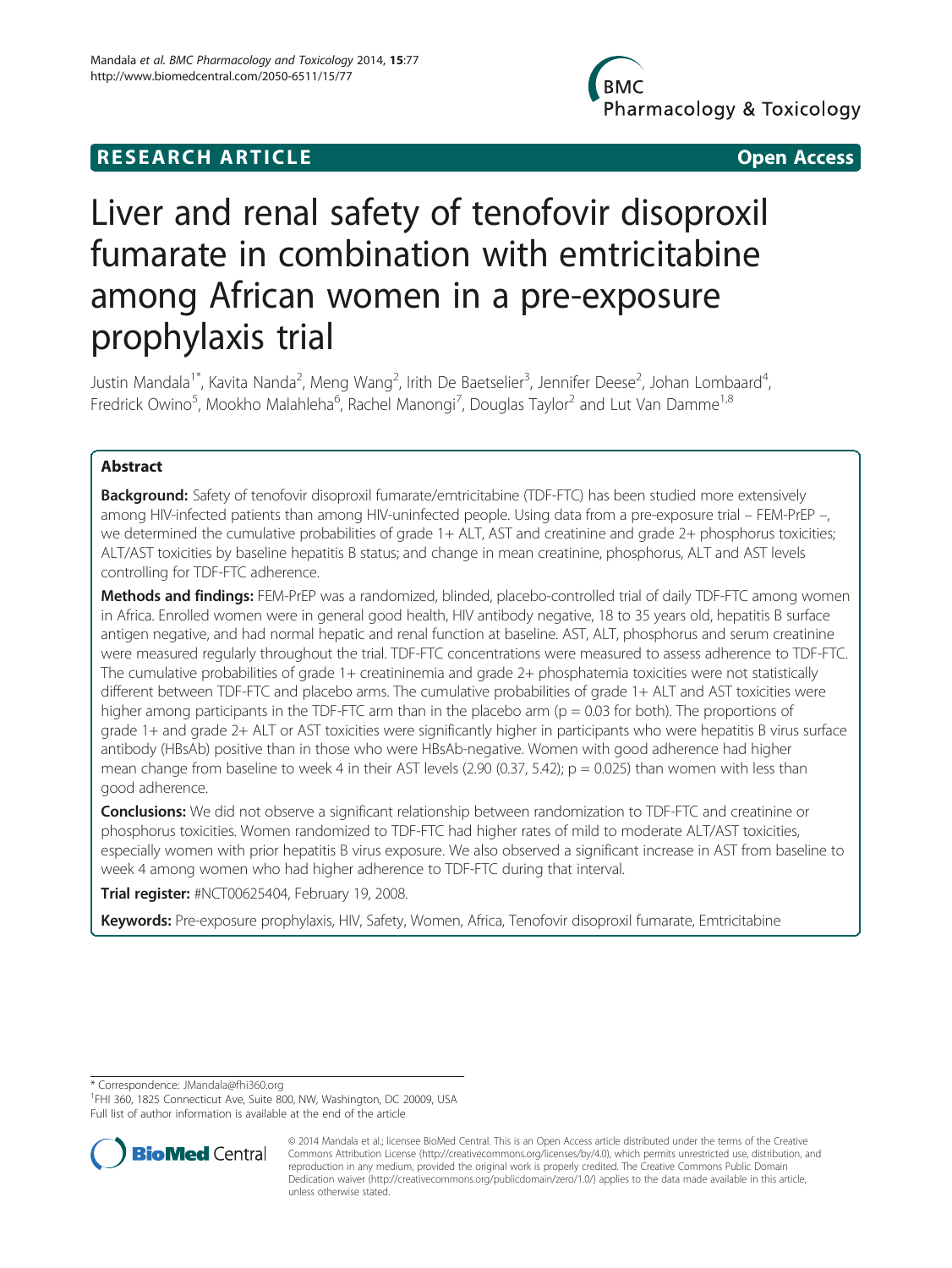**RESEARCH ARTICLE** **Open Access**

# Liver and renal safety of tenofovir disoproxil fumarate in combination with emtricitabine among African women in a pre-exposure prophylaxis trial

Justin Mandala[1*], Kavita Nanda[2], Meng Wang[2], Irith De Baetselier[3], Jennifer Deese[2], Johan Lombaard[4], Fredrick Owino[5], Mookho Malahleha[6], Rachel Manongi[7], Douglas Taylor[2] and Lut Van Damme[1,8]

## Abstract

**Background:** Safety of tenofovir disoproxil fumarate/emtricitabine (TDF-FTC) has been studied more extensively among HIV-infected patients than among HIV-uninfected people. Using data from a pre-exposure trial – FEM-PrEP –, we determined the cumulative probabilities of grade 1+ ALT, AST and creatinine and grade 2+ phosphorus toxicities; ALT/AST toxicities by baseline hepatitis B status; and change in mean creatinine, phosphorus, ALT and AST levels controlling for TDF-FTC adherence.

**Methods and findings:** FEM-PrEP was a randomized, blinded, placebo-controlled trial of daily TDF-FTC among women in Africa. Enrolled women were in general good health, HIV antibody negative, 18 to 35 years old, hepatitis B surface antigen negative, and had normal hepatic and renal function at baseline. AST, ALT, phosphorus and serum creatinine were measured regularly throughout the trial. TDF-FTC concentrations were measured to assess adherence to TDF-FTC. The cumulative probabilities of grade 1+ creatininemia and grade 2+ phosphatemia toxicities were not statistically different between TDF-FTC and placebo arms. The cumulative probabilities of grade 1+ ALT and AST toxicities were higher among participants in the TDF-FTC arm than in the placebo arm ($p = 0.03$ for both). The proportions of grade 1+ and grade 2+ ALT or AST toxicities were significantly higher in participants who were hepatitis B virus surface antibody (HBsAb) positive than in those who were HBsAb-negative. Women with good adherence had higher mean change from baseline to week 4 in their AST levels (2.90 (0.37, 5.42); $p = 0.025$) than women with less than good adherence.

**Conclusions:** We did not observe a significant relationship between randomization to TDF-FTC and creatinine or phosphorus toxicities. Women randomized to TDF-FTC had higher rates of mild to moderate ALT/AST toxicities, especially women with prior hepatitis B virus exposure. We also observed a significant increase in AST from baseline to week 4 among women who had higher adherence to TDF-FTC during that interval.

**Trial register:** #NCT00625404, February 19, 2008.

**Keywords:** Pre-exposure prophylaxis, HIV, Safety, Women, Africa, Tenofovir disoproxil fumarate, Emtricitabine

---

* Correspondence: JMandala@fhi360.org
[1]FHI 360, 1825 Connecticut Ave, Suite 800, NW, Washington, DC 20009, USA
Full list of author information is available at the end of the article

© 2014 Mandala et al.; licensee BioMed Central. This is an Open Access article distributed under the terms of the Creative Commons Attribution License (http://creativecommons.org/licenses/by/4.0), which permits unrestricted use, distribution, and reproduction in any medium, provided the original work is properly credited. The Creative Commons Public Domain Dedication waiver (http://creativecommons.org/publicdomain/zero/1.0/) applies to the data made available in this article, unless otherwise stated.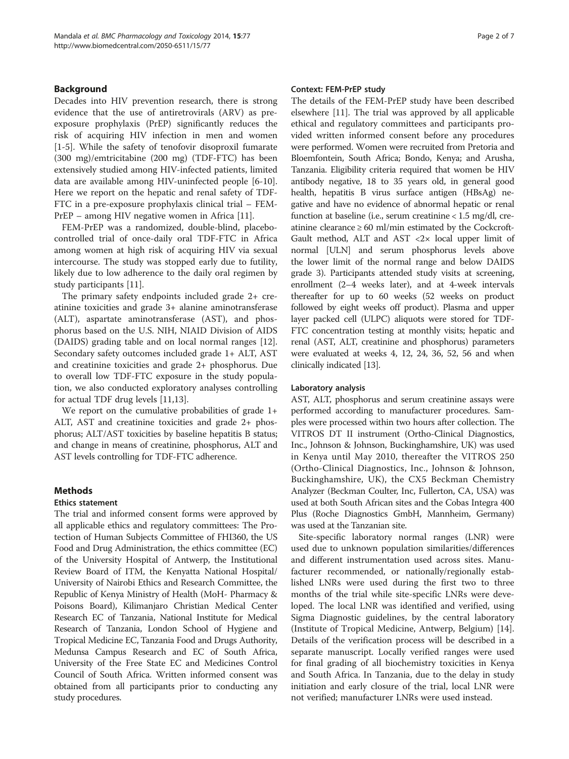## Background

Decades into HIV prevention research, there is strong evidence that the use of antiretrovirals (ARV) as pre-exposure prophylaxis (PrEP) significantly reduces the risk of acquiring HIV infection in men and women [1-5]. While the safety of tenofovir disoproxil fumarate (300 mg)/emtricitabine (200 mg) (TDF-FTC) has been extensively studied among HIV-infected patients, limited data are available among HIV-uninfected people [6-10]. Here we report on the hepatic and renal safety of TDF-FTC in a pre-exposure prophylaxis clinical trial – FEM-PrEP – among HIV negative women in Africa [11].

FEM-PrEP was a randomized, double-blind, placebo-controlled trial of once-daily oral TDF-FTC in Africa among women at high risk of acquiring HIV via sexual intercourse. The study was stopped early due to futility, likely due to low adherence to the daily oral regimen by study participants [11].

The primary safety endpoints included grade 2+ creatinine toxicities and grade 3+ alanine aminotransferase (ALT), aspartate aminotransferase (AST), and phosphorus based on the U.S. NIH, NIAID Division of AIDS (DAIDS) grading table and on local normal ranges [12]. Secondary safety outcomes included grade 1+ ALT, AST and creatinine toxicities and grade 2+ phosphorus. Due to overall low TDF-FTC exposure in the study population, we also conducted exploratory analyses controlling for actual TDF drug levels [11,13].

We report on the cumulative probabilities of grade 1+ ALT, AST and creatinine toxicities and grade 2+ phosphorus; ALT/AST toxicities by baseline hepatitis B status; and change in means of creatinine, phosphorus, ALT and AST levels controlling for TDF-FTC adherence.

## Methods

### Ethics statement

The trial and informed consent forms were approved by all applicable ethics and regulatory committees: The Protection of Human Subjects Committee of FHI360, the US Food and Drug Administration, the ethics committee (EC) of the University Hospital of Antwerp, the Institutional Review Board of ITM, the Kenyatta National Hospital/University of Nairobi Ethics and Research Committee, the Republic of Kenya Ministry of Health (MoH- Pharmacy & Poisons Board), Kilimanjaro Christian Medical Center Research EC of Tanzania, National Institute for Medical Research of Tanzania, London School of Hygiene and Tropical Medicine EC, Tanzania Food and Drugs Authority, Medunsa Campus Research and EC of South Africa, University of the Free State EC and Medicines Control Council of South Africa. Written informed consent was obtained from all participants prior to conducting any study procedures.

### Context: FEM-PrEP study

The details of the FEM-PrEP study have been described elsewhere [11]. The trial was approved by all applicable ethical and regulatory committees and participants provided written informed consent before any procedures were performed. Women were recruited from Pretoria and Bloemfontein, South Africa; Bondo, Kenya; and Arusha, Tanzania. Eligibility criteria required that women be HIV antibody negative, 18 to 35 years old, in general good health, hepatitis B virus surface antigen (HBsAg) negative and have no evidence of abnormal hepatic or renal function at baseline (i.e., serum creatinine < 1.5 mg/dl, creatinine clearance ≥ 60 ml/min estimated by the Cockcroft-Gault method, ALT and AST <2× local upper limit of normal [ULN] and serum phosphorus levels above the lower limit of the normal range and below DAIDS grade 3). Participants attended study visits at screening, enrollment (2–4 weeks later), and at 4-week intervals thereafter for up to 60 weeks (52 weeks on product followed by eight weeks off product). Plasma and upper layer packed cell (ULPC) aliquots were stored for TDF-FTC concentration testing at monthly visits; hepatic and renal (AST, ALT, creatinine and phosphorus) parameters were evaluated at weeks 4, 12, 24, 36, 52, 56 and when clinically indicated [13].

### Laboratory analysis

AST, ALT, phosphorus and serum creatinine assays were performed according to manufacturer procedures. Samples were processed within two hours after collection. The VITROS DT II instrument (Ortho-Clinical Diagnostics, Inc., Johnson & Johnson, Buckinghamshire, UK) was used in Kenya until May 2010, thereafter the VITROS 250 (Ortho-Clinical Diagnostics, Inc., Johnson & Johnson, Buckinghamshire, UK), the CX5 Beckman Chemistry Analyzer (Beckman Coulter, Inc, Fullerton, CA, USA) was used at both South African sites and the Cobas Integra 400 Plus (Roche Diagnostics GmbH, Mannheim, Germany) was used at the Tanzanian site.

Site-specific laboratory normal ranges (LNR) were used due to unknown population similarities/differences and different instrumentation used across sites. Manufacturer recommended, or nationally/regionally established LNRs were used during the first two to three months of the trial while site-specific LNRs were developed. The local LNR was identified and verified, using Sigma Diagnostic guidelines, by the central laboratory (Institute of Tropical Medicine, Antwerp, Belgium) [14]. Details of the verification process will be described in a separate manuscript. Locally verified ranges were used for final grading of all biochemistry toxicities in Kenya and South Africa. In Tanzania, due to the delay in study initiation and early closure of the trial, local LNR were not verified; manufacturer LNRs were used instead.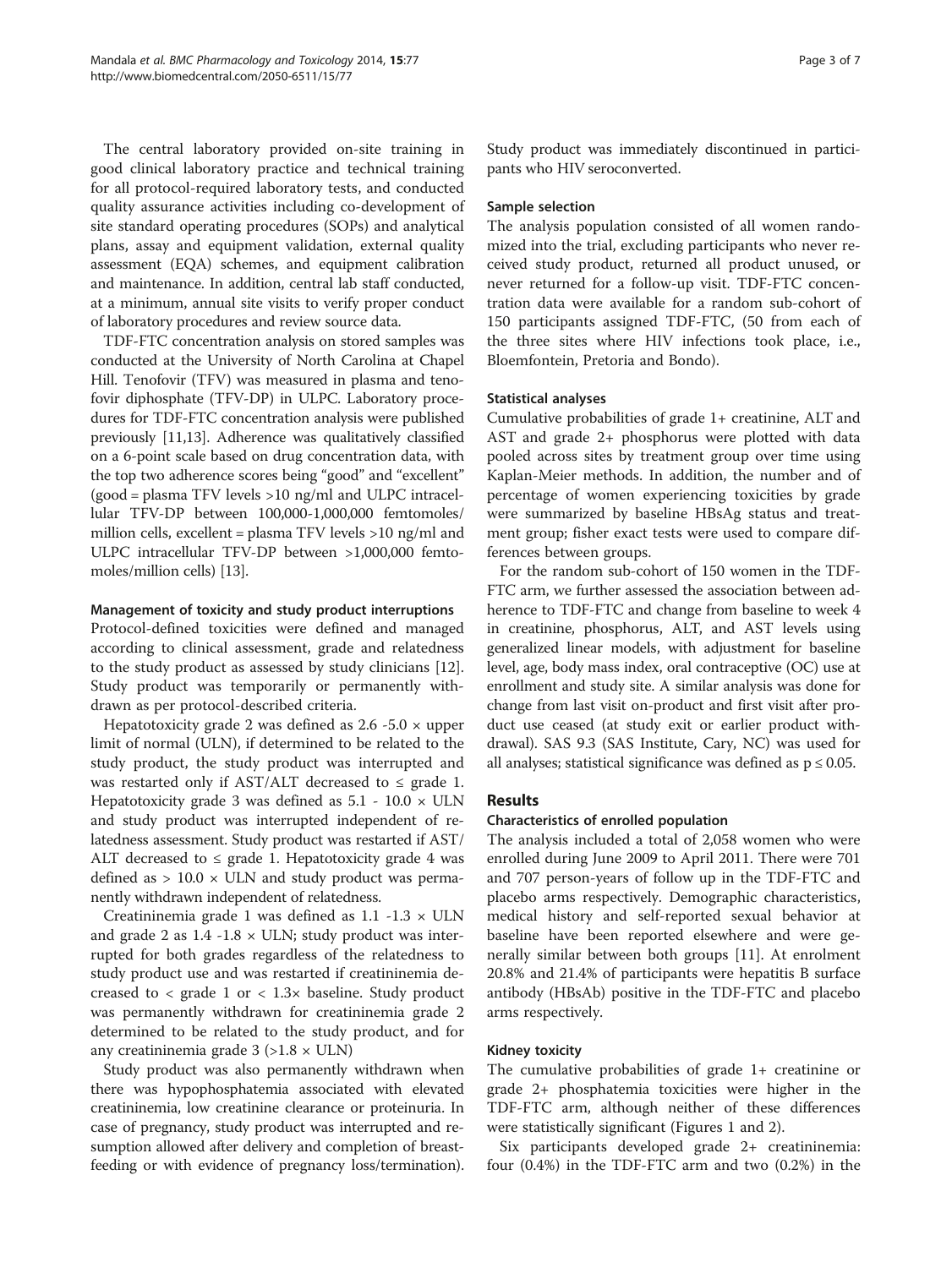The central laboratory provided on-site training in good clinical laboratory practice and technical training for all protocol-required laboratory tests, and conducted quality assurance activities including co-development of site standard operating procedures (SOPs) and analytical plans, assay and equipment validation, external quality assessment (EQA) schemes, and equipment calibration and maintenance. In addition, central lab staff conducted, at a minimum, annual site visits to verify proper conduct of laboratory procedures and review source data.

TDF-FTC concentration analysis on stored samples was conducted at the University of North Carolina at Chapel Hill. Tenofovir (TFV) was measured in plasma and tenofovir diphosphate (TFV-DP) in ULPC. Laboratory procedures for TDF-FTC concentration analysis were published previously [11,13]. Adherence was qualitatively classified on a 6-point scale based on drug concentration data, with the top two adherence scores being "good" and "excellent" (good = plasma TFV levels >10 ng/ml and ULPC intracellular TFV-DP between 100,000-1,000,000 femtomoles/million cells, excellent = plasma TFV levels >10 ng/ml and ULPC intracellular TFV-DP between >1,000,000 femtomoles/million cells) [13].

#### Management of toxicity and study product interruptions

Protocol-defined toxicities were defined and managed according to clinical assessment, grade and relatedness to the study product as assessed by study clinicians [12]. Study product was temporarily or permanently withdrawn as per protocol-described criteria.

Hepatotoxicity grade 2 was defined as 2.6 -5.0 × upper limit of normal (ULN), if determined to be related to the study product, the study product was interrupted and was restarted only if AST/ALT decreased to ≤ grade 1. Hepatotoxicity grade 3 was defined as 5.1 - 10.0 × ULN and study product was interrupted independent of relatedness assessment. Study product was restarted if AST/ALT decreased to ≤ grade 1. Hepatotoxicity grade 4 was defined as > 10.0 × ULN and study product was permanently withdrawn independent of relatedness.

Creatininemia grade 1 was defined as 1.1 -1.3 × ULN and grade 2 as 1.4 -1.8 × ULN; study product was interrupted for both grades regardless of the relatedness to study product use and was restarted if creatininemia decreased to < grade 1 or < 1.3× baseline. Study product was permanently withdrawn for creatininemia grade 2 determined to be related to the study product, and for any creatininemia grade 3 (>1.8 × ULN)

Study product was also permanently withdrawn when there was hypophosphatemia associated with elevated creatininemia, low creatinine clearance or proteinuria. In case of pregnancy, study product was interrupted and resumption allowed after delivery and completion of breastfeeding or with evidence of pregnancy loss/termination). Study product was immediately discontinued in participants who HIV seroconverted.

#### Sample selection

The analysis population consisted of all women randomized into the trial, excluding participants who never received study product, returned all product unused, or never returned for a follow-up visit. TDF-FTC concentration data were available for a random sub-cohort of 150 participants assigned TDF-FTC, (50 from each of the three sites where HIV infections took place, i.e., Bloemfontein, Pretoria and Bondo).

#### Statistical analyses

Cumulative probabilities of grade 1+ creatinine, ALT and AST and grade 2+ phosphorus were plotted with data pooled across sites by treatment group over time using Kaplan-Meier methods. In addition, the number and of percentage of women experiencing toxicities by grade were summarized by baseline HBsAg status and treatment group; fisher exact tests were used to compare differences between groups.

For the random sub-cohort of 150 women in the TDF-FTC arm, we further assessed the association between adherence to TDF-FTC and change from baseline to week 4 in creatinine, phosphorus, ALT, and AST levels using generalized linear models, with adjustment for baseline level, age, body mass index, oral contraceptive (OC) use at enrollment and study site. A similar analysis was done for change from last visit on-product and first visit after product use ceased (at study exit or earlier product withdrawal). SAS 9.3 (SAS Institute, Cary, NC) was used for all analyses; statistical significance was defined as $p \leq 0.05$.

## Results

#### Characteristics of enrolled population

The analysis included a total of 2,058 women who were enrolled during June 2009 to April 2011. There were 701 and 707 person-years of follow up in the TDF-FTC and placebo arms respectively. Demographic characteristics, medical history and self-reported sexual behavior at baseline have been reported elsewhere and were generally similar between both groups [11]. At enrolment 20.8% and 21.4% of participants were hepatitis B surface antibody (HBsAb) positive in the TDF-FTC and placebo arms respectively.

#### Kidney toxicity

The cumulative probabilities of grade 1+ creatinine or grade 2+ phosphatemia toxicities were higher in the TDF-FTC arm, although neither of these differences were statistically significant (Figures 1 and 2).

Six participants developed grade 2+ creatininemia: four (0.4%) in the TDF-FTC arm and two (0.2%) in the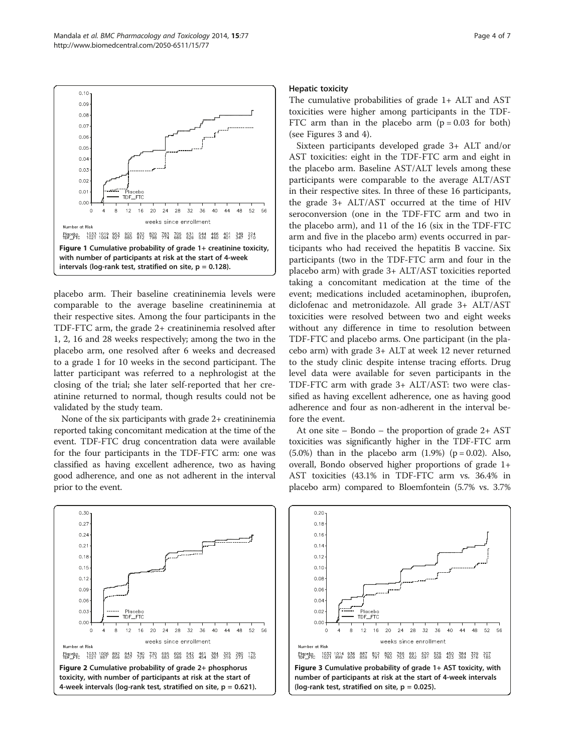Figure 1 Cumulative probability of grade 1+ creatinine toxicity, with number of participants at risk at the start of 4-week intervals (log-rank test, stratified on site, p = 0.128).

placebo arm. Their baseline creatininemia levels were comparable to the average baseline creatininemia at their respective sites. Among the four participants in the TDF-FTC arm, the grade 2+ creatininemia resolved after 1, 2, 16 and 28 weeks respectively; among the two in the placebo arm, one resolved after 6 weeks and decreased to a grade 1 for 10 weeks in the second participant. The latter participant was referred to a nephrologist at the closing of the trial; she later self-reported that her creatinine returned to normal, though results could not be validated by the study team.

None of the six participants with grade 2+ creatininemia reported taking concomitant medication at the time of the event. TDF-FTC drug concentration data were available for the four participants in the TDF-FTC arm: one was classified as having excellent adherence, two as having good adherence, and one as not adherent in the interval prior to the event.

Figure 2 Cumulative probability of grade 2+ phosphorus toxicity, with number of participants at risk at the start of 4-week intervals (log-rank test, stratified on site, p = 0.621).

### Hepatic toxicity

The cumulative probabilities of grade 1+ ALT and AST toxicities were higher among participants in the TDF-FTC arm than in the placebo arm (p = 0.03 for both) (see Figures 3 and 4).

Sixteen participants developed grade 3+ ALT and/or AST toxicities: eight in the TDF-FTC arm and eight in the placebo arm. Baseline AST/ALT levels among these participants were comparable to the average ALT/AST in their respective sites. In three of these 16 participants, the grade 3+ ALT/AST occurred at the time of HIV seroconversion (one in the TDF-FTC arm and two in the placebo arm), and 11 of the 16 (six in the TDF-FTC arm and five in the placebo arm) events occurred in participants who had received the hepatitis B vaccine. Six participants (two in the TDF-FTC arm and four in the placebo arm) with grade 3+ ALT/AST toxicities reported taking a concomitant medication at the time of the event; medications included acetaminophen, ibuprofen, diclofenac and metronidazole. All grade 3+ ALT/AST toxicities were resolved between two and eight weeks without any difference in time to resolution between TDF-FTC and placebo arms. One participant (in the placebo arm) with grade 3+ ALT at week 12 never returned to the study clinic despite intense tracing efforts. Drug level data were available for seven participants in the TDF-FTC arm with grade 3+ ALT/AST: two were classified as having excellent adherence, one as having good adherence and four as non-adherent in the interval before the event.

At one site – Bondo – the proportion of grade 2+ AST toxicities was significantly higher in the TDF-FTC arm (5.0%) than in the placebo arm (1.9%) (p = 0.02). Also, overall, Bondo observed higher proportions of grade 1+ AST toxicities (43.1% in TDF-FTC arm vs. 36.4% in placebo arm) compared to Bloemfontein (5.7% vs. 3.7%

Figure 3 Cumulative probability of grade 1+ AST toxicity, with number of participants at risk at the start of 4-week intervals (log-rank test, stratified on site, p = 0.025).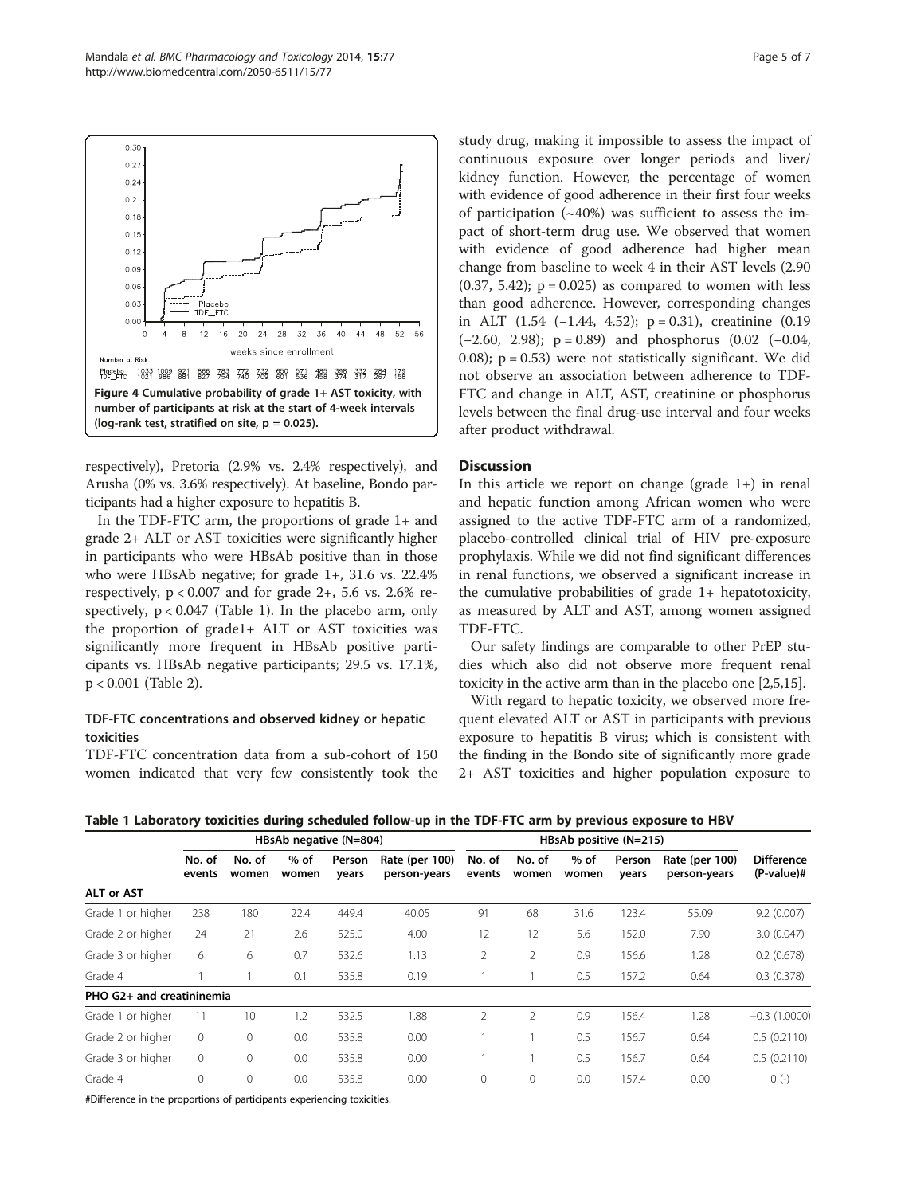Figure 4 Cumulative probability of grade 1+ AST toxicity, with number of participants at risk at the start of 4-week intervals (log-rank test, stratified on site, p = 0.025).

respectively), Pretoria (2.9% vs. 2.4% respectively), and Arusha (0% vs. 3.6% respectively). At baseline, Bondo participants had a higher exposure to hepatitis B.

In the TDF-FTC arm, the proportions of grade 1+ and grade 2+ ALT or AST toxicities were significantly higher in participants who were HBsAb positive than in those who were HBsAb negative; for grade 1+, 31.6 vs. 22.4% respectively, $p < 0.007$ and for grade 2+, 5.6 vs. 2.6% respectively, $p < 0.047$ (Table 1). In the placebo arm, only the proportion of grade1+ ALT or AST toxicities was significantly more frequent in HBsAb positive participants vs. HBsAb negative participants; 29.5 vs. 17.1%, $p < 0.001$ (Table 2).

### TDF-FTC concentrations and observed kidney or hepatic toxicities

TDF-FTC concentration data from a sub-cohort of 150 women indicated that very few consistently took the study drug, making it impossible to assess the impact of continuous exposure over longer periods and liver/kidney function. However, the percentage of women with evidence of good adherence in their first four weeks of participation (~40%) was sufficient to assess the impact of short-term drug use. We observed that women with evidence of good adherence had higher mean change from baseline to week 4 in their AST levels (2.90 (0.37, 5.42); $p = 0.025$) as compared to women with less than good adherence. However, corresponding changes in ALT (1.54 (−1.44, 4.52); $p = 0.31$), creatinine (0.19 (−2.60, 2.98); $p = 0.89$) and phosphorus (0.02 (−0.04, 0.08); $p = 0.53$) were not statistically significant. We did not observe an association between adherence to TDF-FTC and change in ALT, AST, creatinine or phosphorus levels between the final drug-use interval and four weeks after product withdrawal.

## Discussion

In this article we report on change (grade 1+) in renal and hepatic function among African women who were assigned to the active TDF-FTC arm of a randomized, placebo-controlled clinical trial of HIV pre-exposure prophylaxis. While we did not find significant differences in renal functions, we observed a significant increase in the cumulative probabilities of grade 1+ hepatotoxicity, as measured by ALT and AST, among women assigned TDF-FTC.

Our safety findings are comparable to other PrEP studies which also did not observe more frequent renal toxicity in the active arm than in the placebo one [2,5,15].

With regard to hepatic toxicity, we observed more frequent elevated ALT or AST in participants with previous exposure to hepatitis B virus; which is consistent with the finding in the Bondo site of significantly more grade 2+ AST toxicities and higher population exposure to

**Table 1 Laboratory toxicities during scheduled follow-up in the TDF-FTC arm by previous exposure to HBV**

| | HBsAb negative (N=804) | | | | | HBsAb positive (N=215) | | | | | |
|---|---|---|---|---|---|---|---|---|---|---|---|
| | No. of events | No. of women | % of women | Person years | Rate (per 100) person-years | No. of events | No. of women | % of women | Person years | Rate (per 100) person-years | Difference (P-value)# |
| **ALT or AST** | | | | | | | | | | | |
| Grade 1 or higher | 238 | 180 | 22.4 | 449.4 | 40.05 | 91 | 68 | 31.6 | 123.4 | 55.09 | 9.2 (0.007) |
| Grade 2 or higher | 24 | 21 | 2.6 | 525.0 | 4.00 | 12 | 12 | 5.6 | 152.0 | 7.90 | 3.0 (0.047) |
| Grade 3 or higher | 6 | 6 | 0.7 | 532.6 | 1.13 | 2 | 2 | 0.9 | 156.6 | 1.28 | 0.2 (0.678) |
| Grade 4 | 1 | 1 | 0.1 | 535.8 | 0.19 | 1 | 1 | 0.5 | 157.2 | 0.64 | 0.3 (0.378) |
| **PHO G2+ and creatininemia** | | | | | | | | | | | |
| Grade 1 or higher | 11 | 10 | 1.2 | 532.5 | 1.88 | 2 | 2 | 0.9 | 156.4 | 1.28 | −0.3 (1.0000) |
| Grade 2 or higher | 0 | 0 | 0.0 | 535.8 | 0.00 | 1 | 1 | 0.5 | 156.7 | 0.64 | 0.5 (0.2110) |
| Grade 3 or higher | 0 | 0 | 0.0 | 535.8 | 0.00 | 1 | 1 | 0.5 | 156.7 | 0.64 | 0.5 (0.2110) |
| Grade 4 | 0 | 0 | 0.0 | 535.8 | 0.00 | 0 | 0 | 0.0 | 157.4 | 0.00 | 0 (-) |

#Difference in the proportions of participants experiencing toxicities.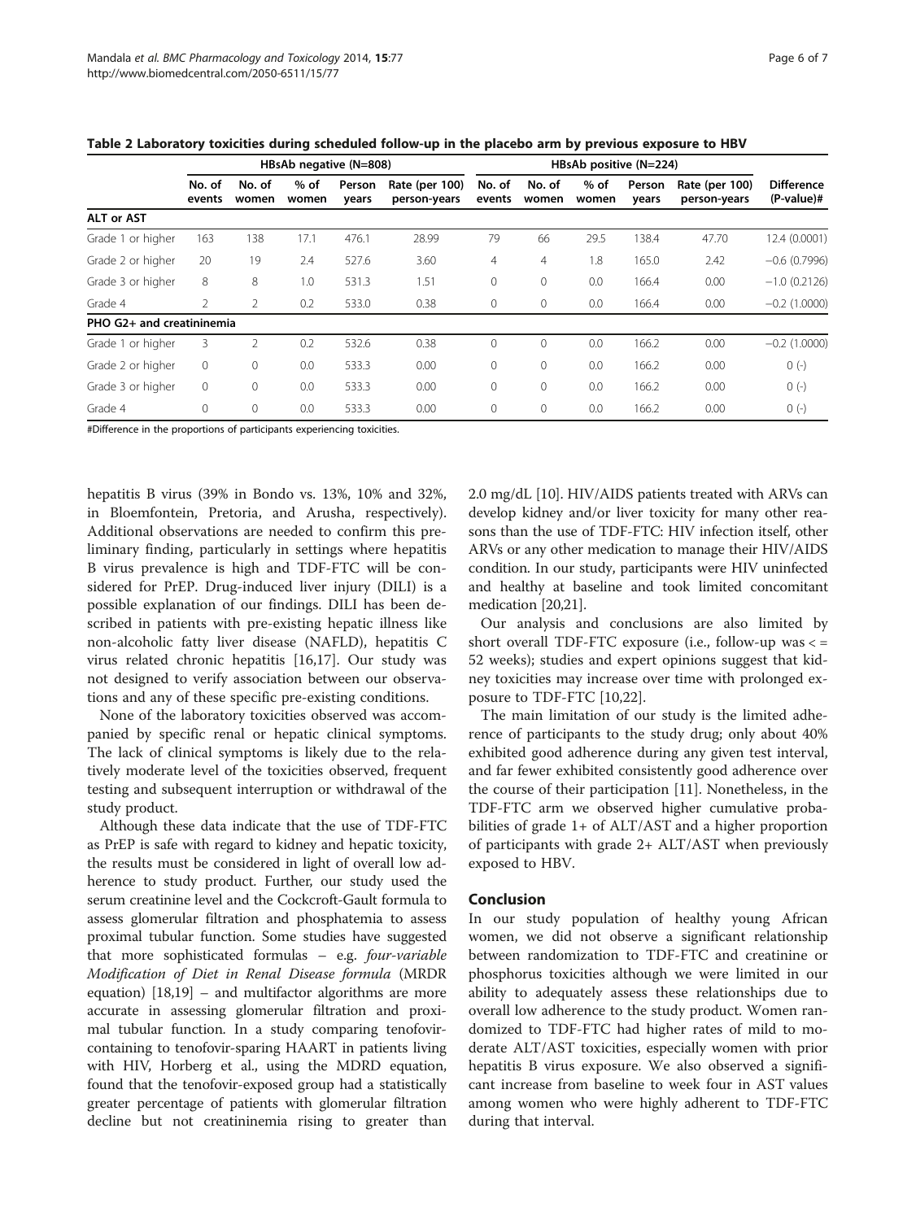**Table 2 Laboratory toxicities during scheduled follow-up in the placebo arm by previous exposure to HBV**

| | HBsAb negative (N=808) | | | | | HBsAb positive (N=224) | | | | | |
|---|---|---|---|---|---|---|---|---|---|---|---|
| | No. of events | No. of women | % of women | Person years | Rate (per 100) person-years | No. of events | No. of women | % of women | Person years | Rate (per 100) person-years | Difference (P-value)# |
| **ALT or AST** | | | | | | | | | | | |
| Grade 1 or higher | 163 | 138 | 17.1 | 476.1 | 28.99 | 79 | 66 | 29.5 | 138.4 | 47.70 | 12.4 (0.0001) |
| Grade 2 or higher | 20 | 19 | 2.4 | 527.6 | 3.60 | 4 | 4 | 1.8 | 165.0 | 2.42 | −0.6 (0.7996) |
| Grade 3 or higher | 8 | 8 | 1.0 | 531.3 | 1.51 | 0 | 0 | 0.0 | 166.4 | 0.00 | −1.0 (0.2126) |
| Grade 4 | 2 | 2 | 0.2 | 533.0 | 0.38 | 0 | 0 | 0.0 | 166.4 | 0.00 | −0.2 (1.0000) |
| **PHO G2+ and creatininemia** | | | | | | | | | | | |
| Grade 1 or higher | 3 | 2 | 0.2 | 532.6 | 0.38 | 0 | 0 | 0.0 | 166.2 | 0.00 | −0.2 (1.0000) |
| Grade 2 or higher | 0 | 0 | 0.0 | 533.3 | 0.00 | 0 | 0 | 0.0 | 166.2 | 0.00 | 0 (-) |
| Grade 3 or higher | 0 | 0 | 0.0 | 533.3 | 0.00 | 0 | 0 | 0.0 | 166.2 | 0.00 | 0 (-) |
| Grade 4 | 0 | 0 | 0.0 | 533.3 | 0.00 | 0 | 0 | 0.0 | 166.2 | 0.00 | 0 (-) |

#Difference in the proportions of participants experiencing toxicities.

hepatitis B virus (39% in Bondo vs. 13%, 10% and 32%, in Bloemfontein, Pretoria, and Arusha, respectively). Additional observations are needed to confirm this preliminary finding, particularly in settings where hepatitis B virus prevalence is high and TDF-FTC will be considered for PrEP. Drug-induced liver injury (DILI) is a possible explanation of our findings. DILI has been described in patients with pre-existing hepatic illness like non-alcoholic fatty liver disease (NAFLD), hepatitis C virus related chronic hepatitis [16,17]. Our study was not designed to verify association between our observations and any of these specific pre-existing conditions.

None of the laboratory toxicities observed was accompanied by specific renal or hepatic clinical symptoms. The lack of clinical symptoms is likely due to the relatively moderate level of the toxicities observed, frequent testing and subsequent interruption or withdrawal of the study product.

Although these data indicate that the use of TDF-FTC as PrEP is safe with regard to kidney and hepatic toxicity, the results must be considered in light of overall low adherence to study product. Further, our study used the serum creatinine level and the Cockcroft-Gault formula to assess glomerular filtration and phosphatemia to assess proximal tubular function. Some studies have suggested that more sophisticated formulas – e.g. *four-variable Modification of Diet in Renal Disease formula* (MRDR equation) [18,19] – and multifactor algorithms are more accurate in assessing glomerular filtration and proximal tubular function. In a study comparing tenofovir-containing to tenofovir-sparing HAART in patients living with HIV, Horberg et al., using the MDRD equation, found that the tenofovir-exposed group had a statistically greater percentage of patients with glomerular filtration decline but not creatininemia rising to greater than 2.0 mg/dL [10]. HIV/AIDS patients treated with ARVs can develop kidney and/or liver toxicity for many other reasons than the use of TDF-FTC: HIV infection itself, other ARVs or any other medication to manage their HIV/AIDS condition. In our study, participants were HIV uninfected and healthy at baseline and took limited concomitant medication [20,21].

Our analysis and conclusions are also limited by short overall TDF-FTC exposure (i.e., follow-up was < = 52 weeks); studies and expert opinions suggest that kidney toxicities may increase over time with prolonged exposure to TDF-FTC [10,22].

The main limitation of our study is the limited adherence of participants to the study drug; only about 40% exhibited good adherence during any given test interval, and far fewer exhibited consistently good adherence over the course of their participation [11]. Nonetheless, in the TDF-FTC arm we observed higher cumulative probabilities of grade 1+ of ALT/AST and a higher proportion of participants with grade 2+ ALT/AST when previously exposed to HBV.

## Conclusion

In our study population of healthy young African women, we did not observe a significant relationship between randomization to TDF-FTC and creatinine or phosphorus toxicities although we were limited in our ability to adequately assess these relationships due to overall low adherence to the study product. Women randomized to TDF-FTC had higher rates of mild to moderate ALT/AST toxicities, especially women with prior hepatitis B virus exposure. We also observed a significant increase from baseline to week four in AST values among women who were highly adherent to TDF-FTC during that interval.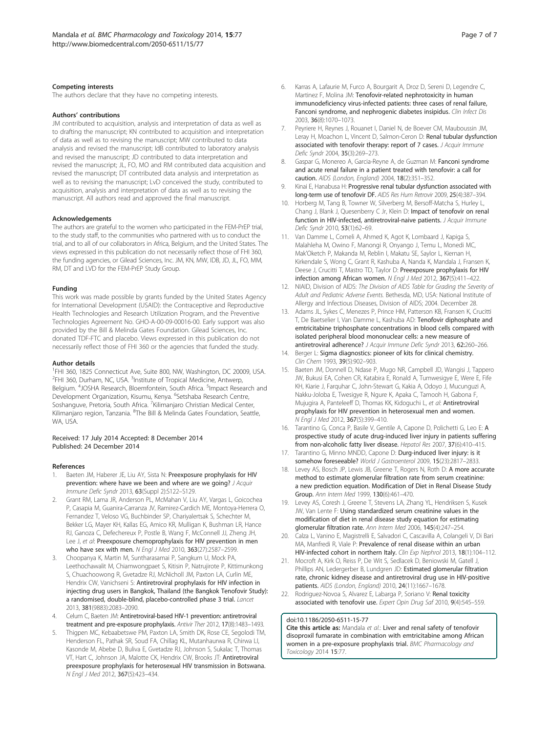### Competing interests

The authors declare that they have no competing interests.

### Authors' contributions

JM contributed to acquisition, analysis and interpretation of data as well as to drafting the manuscript; KN contributed to acquisition and interpretation of data as well as to revising the manuscript; MW contributed to data analysis and revised the manuscript; IdB contributed to laboratory analysis and revised the manuscript; JD contributed to data interpretation and revised the manuscript; JL, FO, MO and RM contributed data acquisition and revised the manuscript; DT contributed data analysis and interpretation as well as to revising the manuscript; LvD conceived the study, contributed to acquisition, analysis and interpretation of data as well as to revising the manuscript. All authors read and approved the final manuscript.

### Acknowledgements

The authors are grateful to the women who participated in the FEM-PrEP trial, to the study staff, to the communities who partnered with us to conduct the trial, and to all of our collaborators in Africa, Belgium, and the United States. The views expressed in this publication do not necessarily reflect those of FHI 360, the funding agencies, or Gilead Sciences, Inc. JM, KN, MW, IDB, JD, JL, FO, MM, RM, DT and LVD for the FEM-PrEP Study Group.

### Funding

This work was made possible by grants funded by the United States Agency for International Development (USAID): the Contraceptive and Reproductive Health Technologies and Research Utilization Program, and the Preventive Technologies Agreement No. GHO-A-00-09-00016-00. Early support was also provided by the Bill & Melinda Gates Foundation. Gilead Sciences, Inc. donated TDF-FTC and placebo. Views expressed in this publication do not necessarily reflect those of FHI 360 or the agencies that funded the study.

### Author details

[1]FHI 360, 1825 Connecticut Ave, Suite 800, NW, Washington, DC 20009, USA. [2]FHI 360, Durham, NC, USA. [3]Institute of Tropical Medicine, Antwerp, Belgium. [4]JOSHA Research, Bloemfontein, South Africa. [5]Impact Research and Development Organization, Kisumu, Kenya. [6]Setshaba Research Centre, Soshanguve, Pretoria, South Africa. [7]Kilimanjaro Christian Medical Center, Kilimanjaro region, Tanzania. [8]The Bill & Melinda Gates Foundation, Seattle, WA, USA.

Received: 17 July 2014 Accepted: 8 December 2014
Published: 24 December 2014

### References

1. Baeten JM, Haberer JE, Liu AY, Sista N: **Preexposure prophylaxis for HIV prevention: where have we been and where are we going?** *J Acquir Immune Defic Syndr* 2013, **63**(Suppl 2):S122–S129.
2. Grant RM, Lama JR, Anderson PL, McMahan V, Liu AY, Vargas L, Goicochea P, Casapia M, Guanira-Carranza JV, Ramirez-Cardich ME, Montoya-Herrera O, Fernandez T, Veloso VG, Buchbinder SP, Chariyalertsak S, Schechter M, Bekker LG, Mayer KH, Kallas EG, Amico KR, Mulligan K, Bushman LR, Hance RJ, Ganoza C, Defechereux P, Postle B, Wang F, McConnell JJ, Zheng JH, Lee J, *et al*: **Preexposure chemoprophylaxis for HIV prevention in men who have sex with men.** *N Engl J Med* 2010, **363**(27):2587–2599.
3. Choopanya K, Martin M, Suntharasamai P, Sangkum U, Mock PA, Leethochawalit M, Chiamwongpaet S, Kitisin P, Natrujirote P, Kittimunkong S, Chuachoowong R, Gvetadze RJ, McNicholl JM, Paxton LA, Curlin ME, Hendrix CW, Vanichseni S: **Antiretroviral prophylaxis for HIV infection in injecting drug users in Bangkok, Thailand (the Bangkok Tenofovir Study): a randomised, double-blind, placebo-controlled phase 3 trial.** *Lancet* 2013, **381**(9883):2083–2090.
4. Celum C, Baeten JM: **Antiretroviral-based HIV-1 prevention: antiretroviral treatment and pre-exposure prophylaxis.** *Antivir Ther* 2012, **17**(8):1483–1493.
5. Thigpen MC, Kebaabetswe PM, Paxton LA, Smith DK, Rose CE, Segolodi TM, Henderson FL, Pathak SR, Soud FA, Chillag KL, Mutanhaurwa R, Chirwa LI, Kasonde M, Abebe D, Buliva E, Gvetadze RJ, Johnson S, Sukalac T, Thomas VT, Hart C, Johnson JA, Malotte CK, Hendrix CW, Brooks JT: **Antiretroviral preexposure prophylaxis for heterosexual HIV transmission in Botswana.** *N Engl J Med* 2012, **367**(5):423–434.
6. Karras A, Lafaurie M, Furco A, Bourgarit A, Droz D, Sereni D, Legendre C, Martinez F, Molina JM: **Tenofovir-related nephrotoxicity in human immunodeficiency virus-infected patients: three cases of renal failure, Fanconi syndrome, and nephrogenic diabetes insipidus.** *Clin Infect Dis* 2003, **36**(8):1070–1073.
7. Peyriere H, Reynes J, Rouanet I, Daniel N, de Boever CM, Mauboussin JM, Leray H, Moachon L, Vincent D, Salmon-Ceron D: **Renal tubular dysfunction associated with tenofovir therapy: report of 7 cases.** *J Acquir Immune Defic Syndr* 2004, **35**(3):269–273.
8. Gaspar G, Monereo A, Garcia-Reyne A, de Guzman M: **Fanconi syndrome and acute renal failure in a patient treated with tenofovir: a call for caution.** *AIDS (London, England)* 2004, **18**(2):351–352.
9. Kinai E, Hanabusa H: **Progressive renal tubular dysfunction associated with long-term use of tenofovir DF.** *AIDS Res Hum Retrovir* 2009, **25**(4):387–394.
10. Horberg M, Tang B, Towner W, Silverberg M, Bersoff-Matcha S, Hurley L, Chang J, Blank J, Quesenberry C Jr, Klein D: **Impact of tenofovir on renal function in HIV-infected, antiretroviral-naive patients.** *J Acquir Immune Defic Syndr* 2010, **53**(1):62–69.
11. Van Damme L, Corneli A, Ahmed K, Agot K, Lombaard J, Kapiga S, Malahleha M, Owino F, Manongi R, Onyango J, Temu L, Monedi MC, Mak'Oketch P, Makanda M, Reblin I, Makatu SE, Saylor L, Kiernan H, Kirkendale S, Wong C, Grant R, Kashuba A, Nanda K, Mandala J, Fransen K, Deese J, Crucitti T, Mastro TD, Taylor D: **Preexposure prophylaxis for HIV infection among African women.** *N Engl J Med* 2012, **367**(5):411–422.
12. NIAID, Division of AIDS: *The Division of AIDS Table for Grading the Severity of Adult and Pediatric Adverse Events.* Bethesda, MD, USA: National Institute of Allergy and Infectious Diseases, Division of AIDS; 2004. December 28.
13. Adams JL, Sykes C, Menezes P, Prince HM, Patterson KB, Fransen K, Crucitti T, De Baetselier I, Van Damme L, Kashuba AD: **Tenofovir diphosphate and emtricitabine triphosphate concentrations in blood cells compared with isolated peripheral blood mononuclear cells: a new measure of antiretroviral adherence?** *J Acquir Immune Defic Syndr* 2013, **62**:260–266.
14. Berger L: **Sigma diagnostics: pioneer of kits for clinical chemistry.** *Clin Chem* 1993, **39**(5):902–903.
15. Baeten JM, Donnell D, Ndase P, Mugo NR, Campbell JD, Wangisi J, Tappero JW, Bukusi EA, Cohen CR, Katabira E, Ronald A, Tumwesigye E, Were E, Fife KH, Kiarie J, Farquhar C, John-Stewart G, Kakia A, Odoyo J, Mucunguzi A, Nakku-Joloba E, Twesigye R, Ngure K, Apaka C, Tamooh H, Gabona F, Mujugira A, Panteleeff D, Thomas KK, Kidoguchi L, *et al*: **Antiretroviral prophylaxis for HIV prevention in heterosexual men and women.** *N Engl J Med* 2012, **367**(5):399–410.
16. Tarantino G, Conca P, Basile V, Gentile A, Capone D, Polichetti G, Leo E: **A prospective study of acute drug-induced liver injury in patients suffering from non-alcoholic fatty liver disease.** *Hepatol Res* 2007, **37**(6):410–415.
17. Tarantino G, Minno MNDD, Capone D: **Durg-induced liver injury: is it somehow foreseeable?** *World J Gastroenterol* 2009, **15**(23):2817–2833.
18. Levey AS, Bosch JP, Lewis JB, Greene T, Rogers N, Roth D: **A more accurate method to estimate glomerular filtration rate from serum creatinine: a new prediction equation. Modification of Diet in Renal Disease Study Group.** *Ann Intern Med* 1999, **130**(6):461–470.
19. Levey AS, Coresh J, Greene T, Stevens LA, Zhang YL, Hendriksen S, Kusek JW, Van Lente F: **Using standardized serum creatinine values in the modification of diet in renal disease study equation for estimating glomerular filtration rate.** *Ann Intern Med* 2006, **145**(4):247–254.
20. Calza L, Vanino E, Magistrelli E, Salvadori C, Cascavilla A, Colangeli V, Di Bari MA, Manfredi R, Viale P: **Prevalence of renal disease within an urban HIV-infected cohort in northern Italy.** *Clin Exp Nephrol* 2013, **18**(1):104–112.
21. Mocroft A, Kirk O, Reiss P, De Wit S, Sedlacek D, Beniowski M, Gatell J, Phillips AN, Ledergerber B, Lundgren JD: **Estimated glomerular filtration rate, chronic kidney disease and antiretroviral drug use in HIV-positive patients.** *AIDS (London, England)* 2010, **24**(11):1667–1678.
22. Rodriguez-Novoa S, Alvarez E, Labarga P, Soriano V: **Renal toxicity associated with tenofovir use.** *Expert Opin Drug Saf* 2010, **9**(4):545–559.

doi:10.1186/2050-6511-15-77

**Cite this article as:** Mandala *et al.*: Liver and renal safety of tenofovir disoproxil fumarate in combination with emtricitabine among African women in a pre-exposure prophylaxis trial. *BMC Pharmacology and Toxicology* 2014 **15**:77.